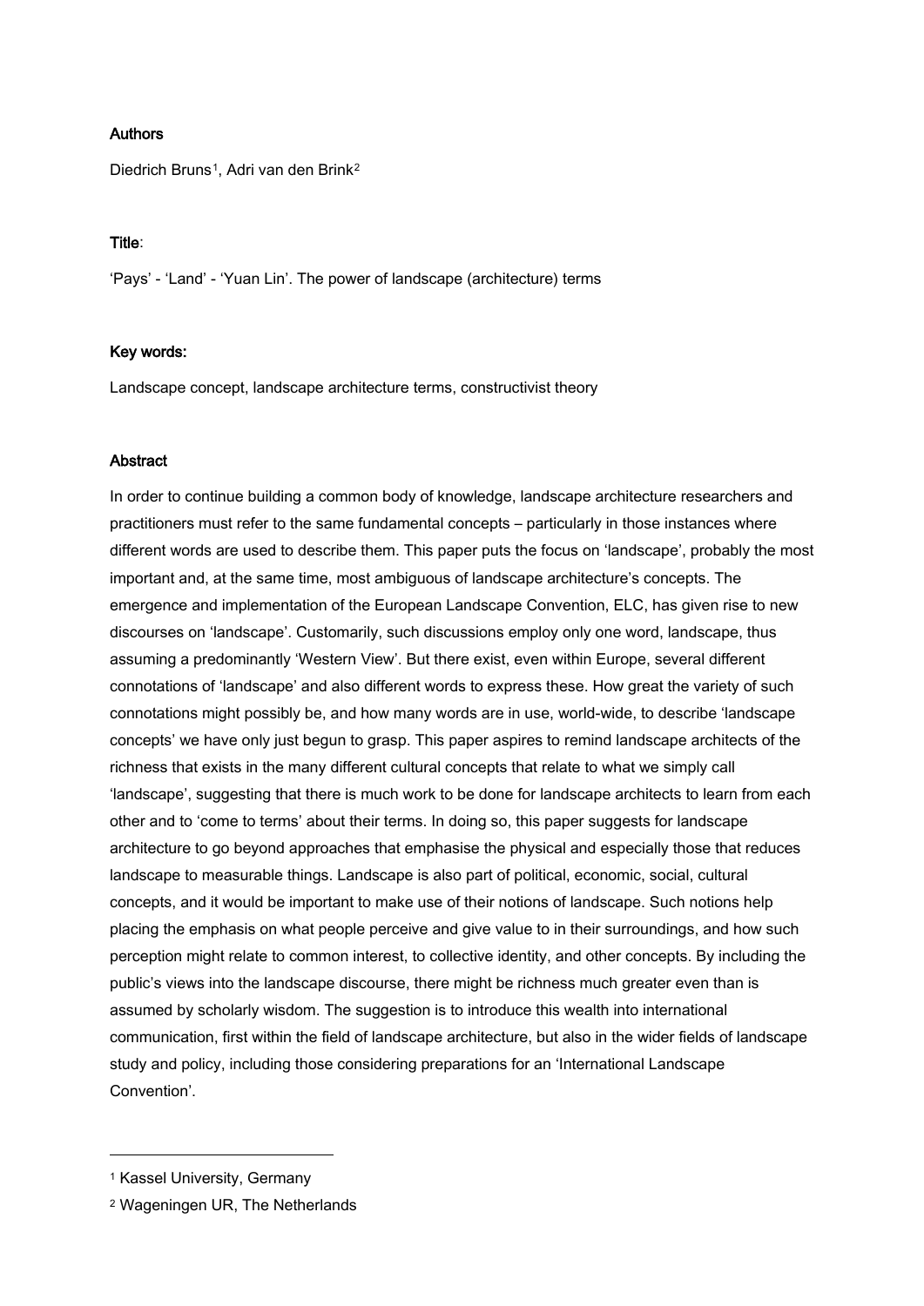### Authors

Diedrich Bruns[1], Adri van den Brink[2]

### Title:

'Pays' - 'Land' - 'Yuan Lin'. The power of landscape (architecture) terms

### Key words:

Landscape concept, landscape architecture terms, constructivist theory

### Abstract

In order to continue building a common body of knowledge, landscape architecture researchers and practitioners must refer to the same fundamental concepts – particularly in those instances where different words are used to describe them. This paper puts the focus on 'landscape', probably the most important and, at the same time, most ambiguous of landscape architecture's concepts. The emergence and implementation of the European Landscape Convention, ELC, has given rise to new discourses on 'landscape'. Customarily, such discussions employ only one word, landscape, thus assuming a predominantly 'Western View'. But there exist, even within Europe, several different connotations of 'landscape' and also different words to express these. How great the variety of such connotations might possibly be, and how many words are in use, world-wide, to describe 'landscape concepts' we have only just begun to grasp. This paper aspires to remind landscape architects of the richness that exists in the many different cultural concepts that relate to what we simply call 'landscape', suggesting that there is much work to be done for landscape architects to learn from each other and to 'come to terms' about their terms. In doing so, this paper suggests for landscape architecture to go beyond approaches that emphasise the physical and especially those that reduces landscape to measurable things. Landscape is also part of political, economic, social, cultural concepts, and it would be important to make use of their notions of landscape. Such notions help placing the emphasis on what people perceive and give value to in their surroundings, and how such perception might relate to common interest, to collective identity, and other concepts. By including the public's views into the landscape discourse, there might be richness much greater even than is assumed by scholarly wisdom. The suggestion is to introduce this wealth into international communication, first within the field of landscape architecture, but also in the wider fields of landscape study and policy, including those considering preparations for an 'International Landscape Convention'.

---

[1] Kassel University, Germany

[2] Wageningen UR, The Netherlands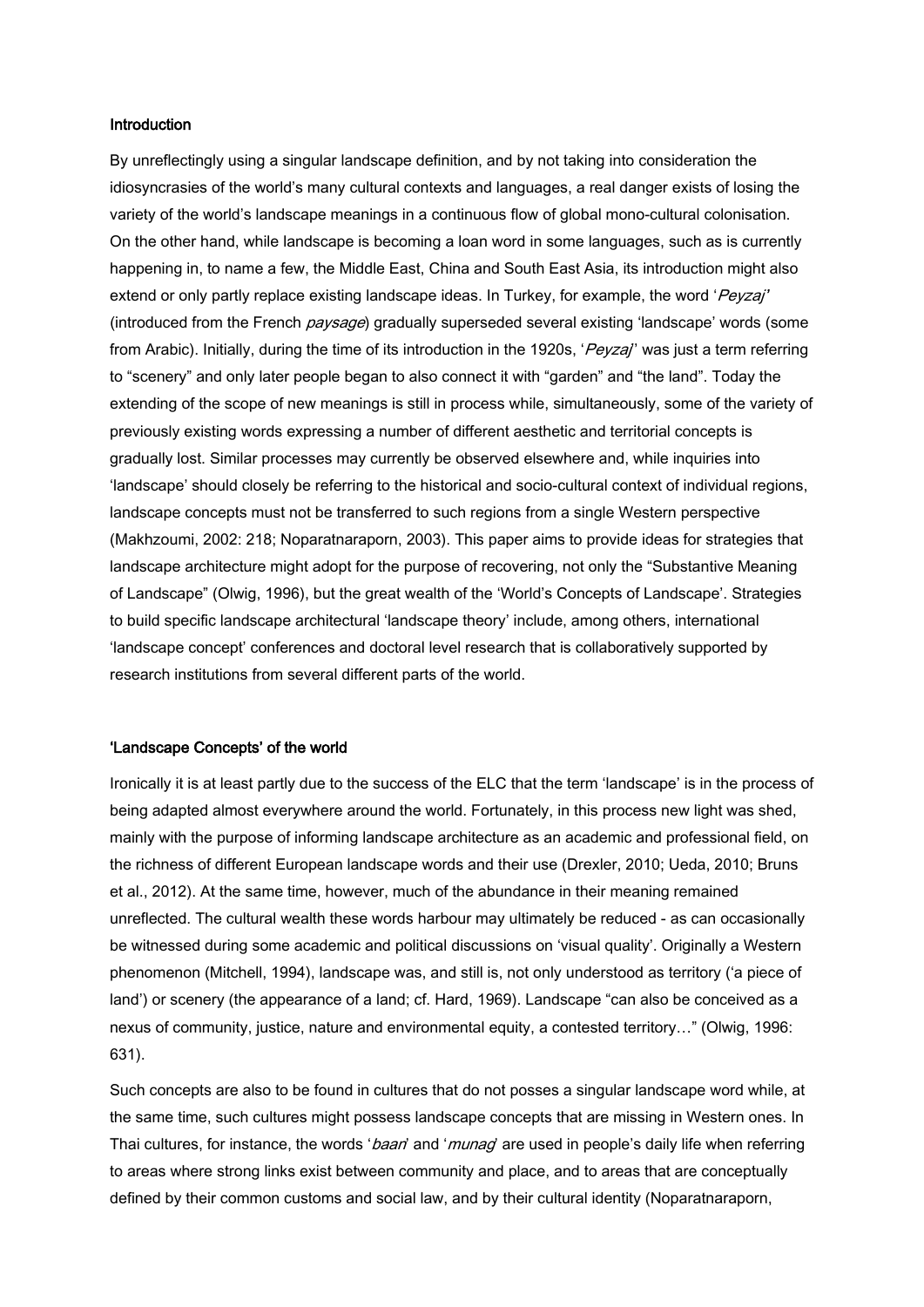### Introduction

By unreflectingly using a singular landscape definition, and by not taking into consideration the idiosyncrasies of the world's many cultural contexts and languages, a real danger exists of losing the variety of the world's landscape meanings in a continuous flow of global mono-cultural colonisation. On the other hand, while landscape is becoming a loan word in some languages, such as is currently happening in, to name a few, the Middle East, China and South East Asia, its introduction might also extend or only partly replace existing landscape ideas. In Turkey, for example, the word '*Peyzaj*' (introduced from the French *paysage*) gradually superseded several existing 'landscape' words (some from Arabic). Initially, during the time of its introduction in the 1920s, '*Peyzaj*' was just a term referring to "scenery" and only later people began to also connect it with "garden" and "the land". Today the extending of the scope of new meanings is still in process while, simultaneously, some of the variety of previously existing words expressing a number of different aesthetic and territorial concepts is gradually lost. Similar processes may currently be observed elsewhere and, while inquiries into 'landscape' should closely be referring to the historical and socio-cultural context of individual regions, landscape concepts must not be transferred to such regions from a single Western perspective (Makhzoumi, 2002: 218; Noparatnaraporn, 2003). This paper aims to provide ideas for strategies that landscape architecture might adopt for the purpose of recovering, not only the "Substantive Meaning of Landscape" (Olwig, 1996), but the great wealth of the 'World's Concepts of Landscape'. Strategies to build specific landscape architectural 'landscape theory' include, among others, international 'landscape concept' conferences and doctoral level research that is collaboratively supported by research institutions from several different parts of the world.

### 'Landscape Concepts' of the world

Ironically it is at least partly due to the success of the ELC that the term 'landscape' is in the process of being adapted almost everywhere around the world. Fortunately, in this process new light was shed, mainly with the purpose of informing landscape architecture as an academic and professional field, on the richness of different European landscape words and their use (Drexler, 2010; Ueda, 2010; Bruns et al., 2012). At the same time, however, much of the abundance in their meaning remained unreflected. The cultural wealth these words harbour may ultimately be reduced - as can occasionally be witnessed during some academic and political discussions on 'visual quality'. Originally a Western phenomenon (Mitchell, 1994), landscape was, and still is, not only understood as territory ('a piece of land') or scenery (the appearance of a land; cf. Hard, 1969). Landscape "can also be conceived as a nexus of community, justice, nature and environmental equity, a contested territory…" (Olwig, 1996: 631).

Such concepts are also to be found in cultures that do not posses a singular landscape word while, at the same time, such cultures might possess landscape concepts that are missing in Western ones. In Thai cultures, for instance, the words '*baan*' and '*munag*' are used in people's daily life when referring to areas where strong links exist between community and place, and to areas that are conceptually defined by their common customs and social law, and by their cultural identity (Noparatnaraporn,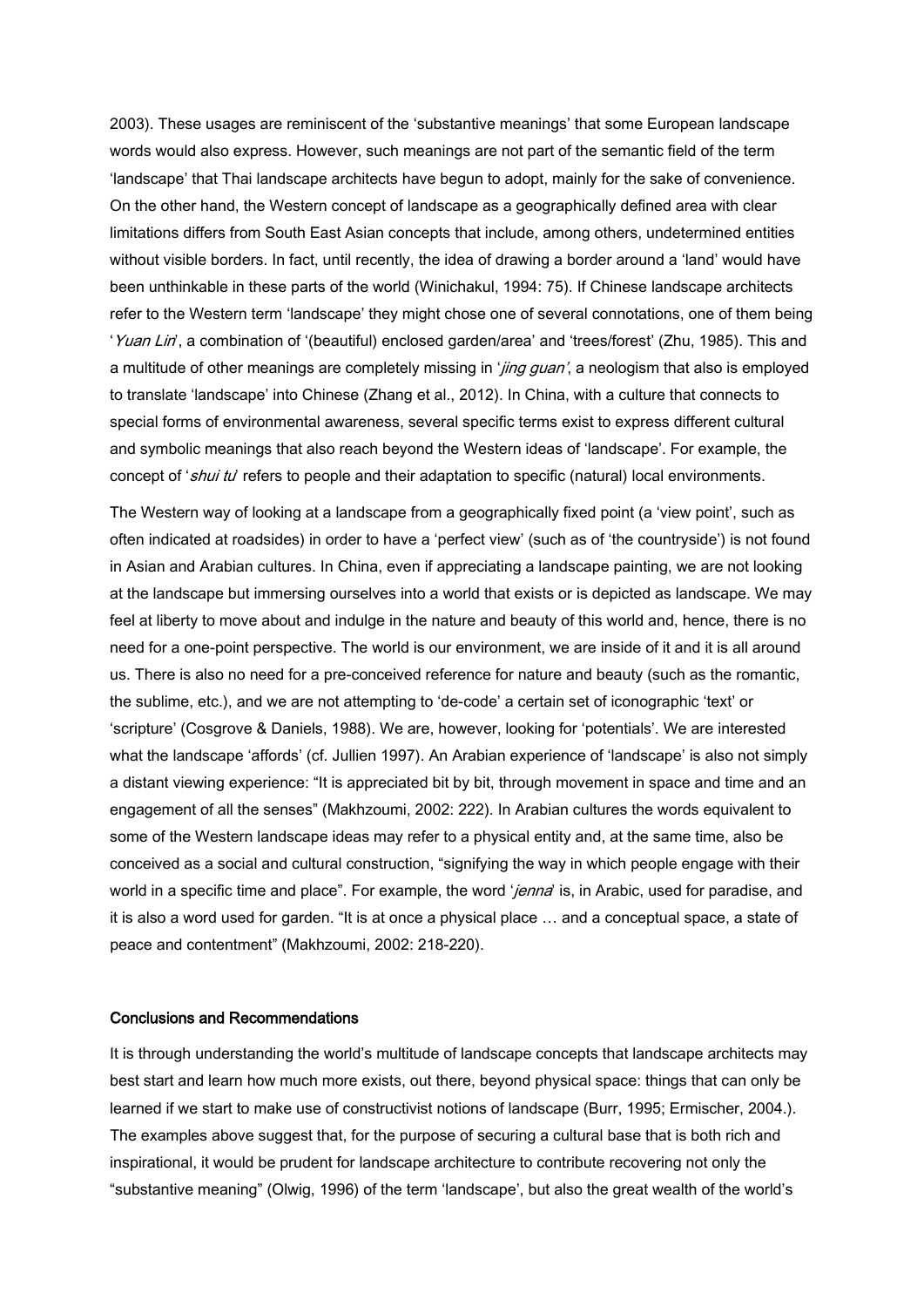2003). These usages are reminiscent of the 'substantive meanings' that some European landscape words would also express. However, such meanings are not part of the semantic field of the term 'landscape' that Thai landscape architects have begun to adopt, mainly for the sake of convenience. On the other hand, the Western concept of landscape as a geographically defined area with clear limitations differs from South East Asian concepts that include, among others, undetermined entities without visible borders. In fact, until recently, the idea of drawing a border around a 'land' would have been unthinkable in these parts of the world (Winichakul, 1994: 75). If Chinese landscape architects refer to the Western term 'landscape' they might chose one of several connotations, one of them being '*Yuan Lin*', a combination of '(beautiful) enclosed garden/area' and 'trees/forest' (Zhu, 1985). This and a multitude of other meanings are completely missing in '*jing guan*', a neologism that also is employed to translate 'landscape' into Chinese (Zhang et al., 2012). In China, with a culture that connects to special forms of environmental awareness, several specific terms exist to express different cultural and symbolic meanings that also reach beyond the Western ideas of 'landscape'. For example, the concept of '*shui tu*' refers to people and their adaptation to specific (natural) local environments.

The Western way of looking at a landscape from a geographically fixed point (a 'view point', such as often indicated at roadsides) in order to have a 'perfect view' (such as of 'the countryside') is not found in Asian and Arabian cultures. In China, even if appreciating a landscape painting, we are not looking at the landscape but immersing ourselves into a world that exists or is depicted as landscape. We may feel at liberty to move about and indulge in the nature and beauty of this world and, hence, there is no need for a one-point perspective. The world is our environment, we are inside of it and it is all around us. There is also no need for a pre-conceived reference for nature and beauty (such as the romantic, the sublime, etc.), and we are not attempting to 'de-code' a certain set of iconographic 'text' or 'scripture' (Cosgrove & Daniels, 1988). We are, however, looking for 'potentials'. We are interested what the landscape 'affords' (cf. Jullien 1997). An Arabian experience of 'landscape' is also not simply a distant viewing experience: "It is appreciated bit by bit, through movement in space and time and an engagement of all the senses" (Makhzoumi, 2002: 222). In Arabian cultures the words equivalent to some of the Western landscape ideas may refer to a physical entity and, at the same time, also be conceived as a social and cultural construction, "signifying the way in which people engage with their world in a specific time and place". For example, the word '*jenna*' is, in Arabic, used for paradise, and it is also a word used for garden. "It is at once a physical place … and a conceptual space, a state of peace and contentment" (Makhzoumi, 2002: 218-220).

## Conclusions and Recommendations

It is through understanding the world's multitude of landscape concepts that landscape architects may best start and learn how much more exists, out there, beyond physical space: things that can only be learned if we start to make use of constructivist notions of landscape (Burr, 1995; Ermischer, 2004.). The examples above suggest that, for the purpose of securing a cultural base that is both rich and inspirational, it would be prudent for landscape architecture to contribute recovering not only the "substantive meaning" (Olwig, 1996) of the term 'landscape', but also the great wealth of the world's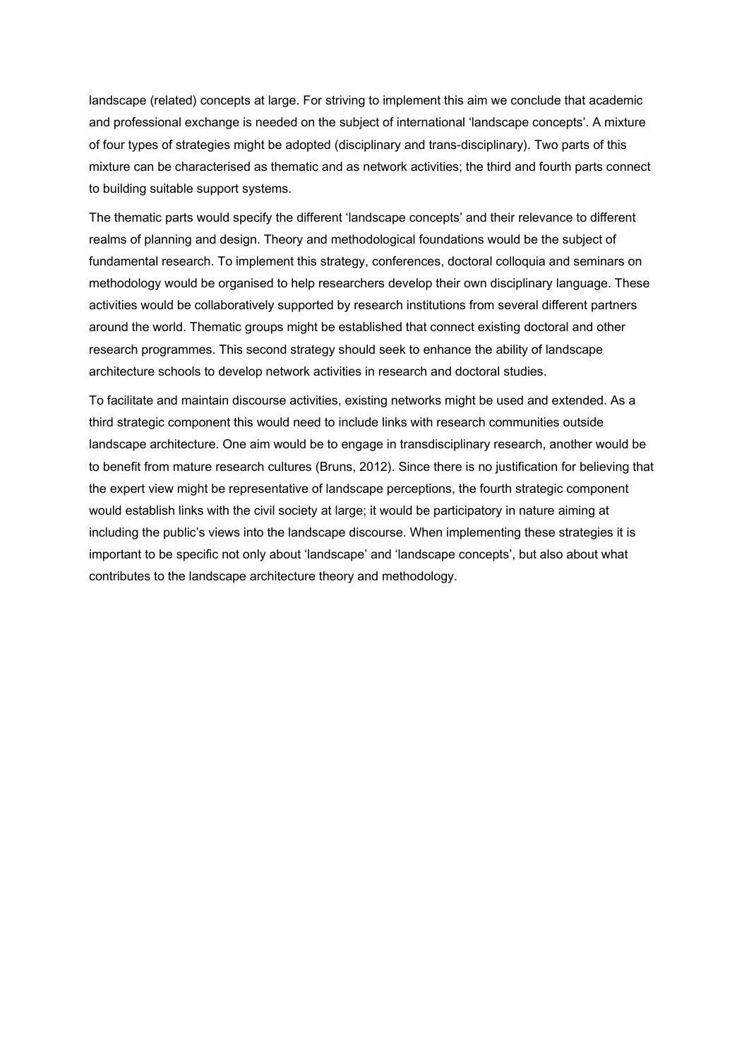landscape (related) concepts at large. For striving to implement this aim we conclude that academic and professional exchange is needed on the subject of international 'landscape concepts'. A mixture of four types of strategies might be adopted (disciplinary and trans-disciplinary). Two parts of this mixture can be characterised as thematic and as network activities; the third and fourth parts connect to building suitable support systems.

The thematic parts would specify the different 'landscape concepts' and their relevance to different realms of planning and design. Theory and methodological foundations would be the subject of fundamental research. To implement this strategy, conferences, doctoral colloquia and seminars on methodology would be organised to help researchers develop their own disciplinary language. These activities would be collaboratively supported by research institutions from several different partners around the world. Thematic groups might be established that connect existing doctoral and other research programmes. This second strategy should seek to enhance the ability of landscape architecture schools to develop network activities in research and doctoral studies.

To facilitate and maintain discourse activities, existing networks might be used and extended. As a third strategic component this would need to include links with research communities outside landscape architecture. One aim would be to engage in transdisciplinary research, another would be to benefit from mature research cultures (Bruns, 2012). Since there is no justification for believing that the expert view might be representative of landscape perceptions, the fourth strategic component would establish links with the civil society at large; it would be participatory in nature aiming at including the public's views into the landscape discourse. When implementing these strategies it is important to be specific not only about 'landscape' and 'landscape concepts', but also about what contributes to the landscape architecture theory and methodology.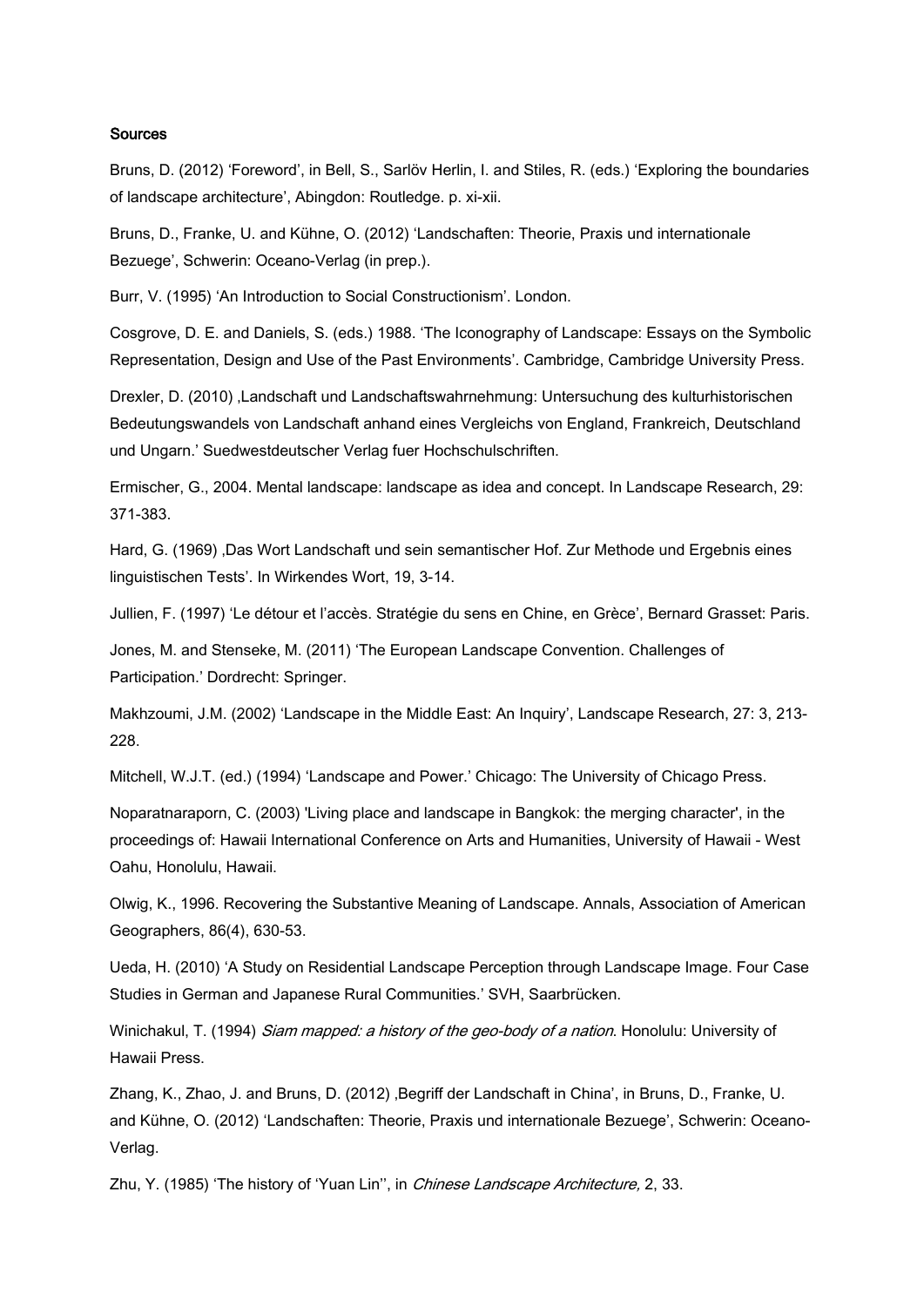**Sources**

Bruns, D. (2012) 'Foreword', in Bell, S., Sarlöv Herlin, I. and Stiles, R. (eds.) 'Exploring the boundaries of landscape architecture', Abingdon: Routledge. p. xi-xii.

Bruns, D., Franke, U. and Kühne, O. (2012) 'Landschaften: Theorie, Praxis und internationale Bezuege', Schwerin: Oceano-Verlag (in prep.).

Burr, V. (1995) 'An Introduction to Social Constructionism'. London.

Cosgrove, D. E. and Daniels, S. (eds.) 1988. 'The Iconography of Landscape: Essays on the Symbolic Representation, Design and Use of the Past Environments'. Cambridge, Cambridge University Press.

Drexler, D. (2010) ‚Landschaft und Landschaftswahrnehmung: Untersuchung des kulturhistorischen Bedeutungswandels von Landschaft anhand eines Vergleichs von England, Frankreich, Deutschland und Ungarn.' Suedwestdeutscher Verlag fuer Hochschulschriften.

Ermischer, G., 2004. Mental landscape: landscape as idea and concept. In Landscape Research, 29: 371-383.

Hard, G. (1969) ‚Das Wort Landschaft und sein semantischer Hof. Zur Methode und Ergebnis eines linguistischen Tests'. In Wirkendes Wort, 19, 3-14.

Jullien, F. (1997) 'Le détour et l'accès. Stratégie du sens en Chine, en Grèce', Bernard Grasset: Paris.

Jones, M. and Stenseke, M. (2011) 'The European Landscape Convention. Challenges of Participation.' Dordrecht: Springer.

Makhzoumi, J.M. (2002) 'Landscape in the Middle East: An Inquiry', Landscape Research, 27: 3, 213-228.

Mitchell, W.J.T. (ed.) (1994) 'Landscape and Power.' Chicago: The University of Chicago Press.

Noparatnaraporn, C. (2003) 'Living place and landscape in Bangkok: the merging character', in the proceedings of: Hawaii International Conference on Arts and Humanities, University of Hawaii - West Oahu, Honolulu, Hawaii.

Olwig, K., 1996. Recovering the Substantive Meaning of Landscape. Annals, Association of American Geographers, 86(4), 630-53.

Ueda, H. (2010) 'A Study on Residential Landscape Perception through Landscape Image. Four Case Studies in German and Japanese Rural Communities.' SVH, Saarbrücken.

Winichakul, T. (1994) *Siam mapped: a history of the geo-body of a nation*. Honolulu: University of Hawaii Press.

Zhang, K., Zhao, J. and Bruns, D. (2012) ‚Begriff der Landschaft in China', in Bruns, D., Franke, U. and Kühne, O. (2012) 'Landschaften: Theorie, Praxis und internationale Bezuege', Schwerin: Oceano-Verlag.

Zhu, Y. (1985) 'The history of 'Yuan Lin'', in *Chinese Landscape Architecture,* 2, 33.